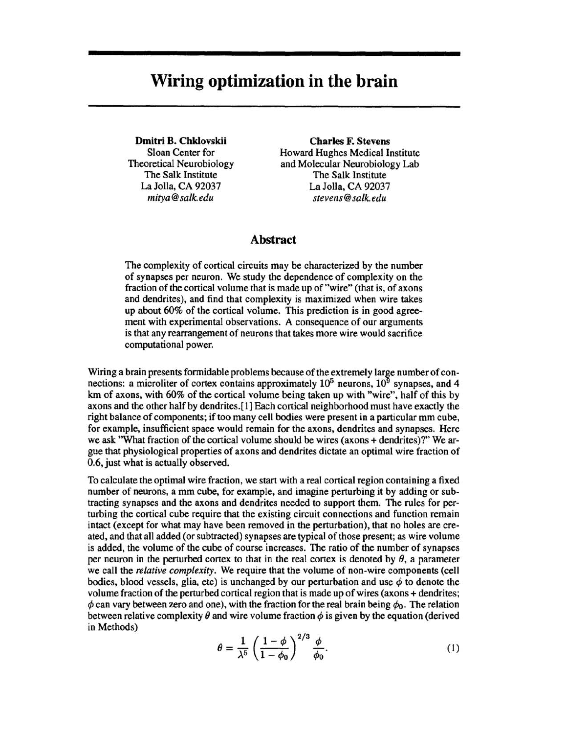# Wiring optimization in the brain

**Dmitri B. Chklovskii**
Sloan Center for
Theoretical Neurobiology
The Salk Institute
La Jolla, CA 92037
*mitya@salk.edu*

**Charles F. Stevens**
Howard Hughes Medical Institute
and Molecular Neurobiology Lab
The Salk Institute
La Jolla, CA 92037
*stevens@salk.edu*

## Abstract

The complexity of cortical circuits may be characterized by the number of synapses per neuron. We study the dependence of complexity on the fraction of the cortical volume that is made up of "wire" (that is, of axons and dendrites), and find that complexity is maximized when wire takes up about 60% of the cortical volume. This prediction is in good agreement with experimental observations. A consequence of our arguments is that any rearrangement of neurons that takes more wire would sacrifice computational power.

Wiring a brain presents formidable problems because of the extremely large number of connections: a microliter of cortex contains approximately $10^5$ neurons, $10^9$ synapses, and 4 km of axons, with 60% of the cortical volume being taken up with "wire", half of this by axons and the other half by dendrites.[1] Each cortical neighborhood must have exactly the right balance of components; if too many cell bodies were present in a particular mm cube, for example, insufficient space would remain for the axons, dendrites and synapses. Here we ask "What fraction of the cortical volume should be wires (axons + dendrites)?" We argue that physiological properties of axons and dendrites dictate an optimal wire fraction of 0.6, just what is actually observed.

To calculate the optimal wire fraction, we start with a real cortical region containing a fixed number of neurons, a mm cube, for example, and imagine perturbing it by adding or subtracting synapses and the axons and dendrites needed to support them. The rules for perturbing the cortical cube require that the existing circuit connections and function remain intact (except for what may have been removed in the perturbation), that no holes are created, and that all added (or subtracted) synapses are typical of those present; as wire volume is added, the volume of the cube of course increases. The ratio of the number of synapses per neuron in the perturbed cortex to that in the real cortex is denoted by $\theta$, a parameter we call the *relative complexity*. We require that the volume of non-wire components (cell bodies, blood vessels, glia, etc) is unchanged by our perturbation and use $\phi$ to denote the volume fraction of the perturbed cortical region that is made up of wires (axons + dendrites; $\phi$ can vary between zero and one), with the fraction for the real brain being $\phi_0$. The relation between relative complexity $\theta$ and wire volume fraction $\phi$ is given by the equation (derived in Methods)

$$\theta = \frac{1}{\lambda^5}\left(\frac{1-\phi}{1-\phi_0}\right)^{2/3}\frac{\phi}{\phi_0}. \tag{1}$$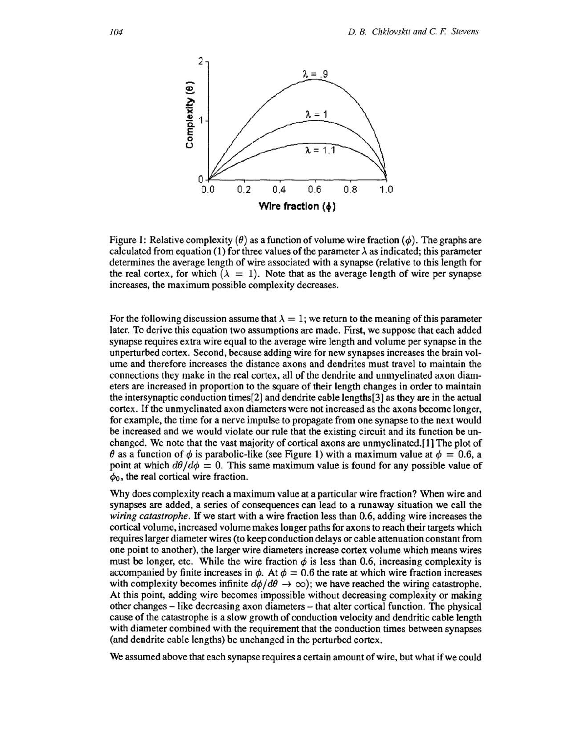Figure 1: Relative complexity ($\theta$) as a function of volume wire fraction ($\phi$). The graphs are calculated from equation (1) for three values of the parameter $\lambda$ as indicated; this parameter determines the average length of wire associated with a synapse (relative to this length for the real cortex, for which ($\lambda = 1$). Note that as the average length of wire per synapse increases, the maximum possible complexity decreases.

For the following discussion assume that $\lambda = 1$; we return to the meaning of this parameter later. To derive this equation two assumptions are made. First, we suppose that each added synapse requires extra wire equal to the average wire length and volume per synapse in the unperturbed cortex. Second, because adding wire for new synapses increases the brain volume and therefore increases the distance axons and dendrites must travel to maintain the connections they make in the real cortex, all of the dendrite and unmyelinated axon diameters are increased in proportion to the square of their length changes in order to maintain the intersynaptic conduction times[2] and dendrite cable lengths[3] as they are in the actual cortex. If the unmyelinated axon diameters were not increased as the axons become longer, for example, the time for a nerve impulse to propagate from one synapse to the next would be increased and we would violate our rule that the existing circuit and its function be unchanged. We note that the vast majority of cortical axons are unmyelinated.[1] The plot of $\theta$ as a function of $\phi$ is parabolic-like (see Figure 1) with a maximum value at $\phi = 0.6$, a point at which $d\theta/d\phi = 0$. This same maximum value is found for any possible value of $\phi_0$, the real cortical wire fraction.

Why does complexity reach a maximum value at a particular wire fraction? When wire and synapses are added, a series of consequences can lead to a runaway situation we call the *wiring catastrophe*. If we start with a wire fraction less than 0.6, adding wire increases the cortical volume, increased volume makes longer paths for axons to reach their targets which requires larger diameter wires (to keep conduction delays or cable attenuation constant from one point to another), the larger wire diameters increase cortex volume which means wires must be longer, etc. While the wire fraction $\phi$ is less than 0.6, increasing complexity is accompanied by finite increases in $\phi$. At $\phi = 0.6$ the rate at which wire fraction increases with complexity becomes infinite $d\phi/d\theta \to \infty$); we have reached the wiring catastrophe. At this point, adding wire becomes impossible without decreasing complexity or making other changes – like decreasing axon diameters – that alter cortical function. The physical cause of the catastrophe is a slow growth of conduction velocity and dendritic cable length with diameter combined with the requirement that the conduction times between synapses (and dendrite cable lengths) be unchanged in the perturbed cortex.

We assumed above that each synapse requires a certain amount of wire, but what if we could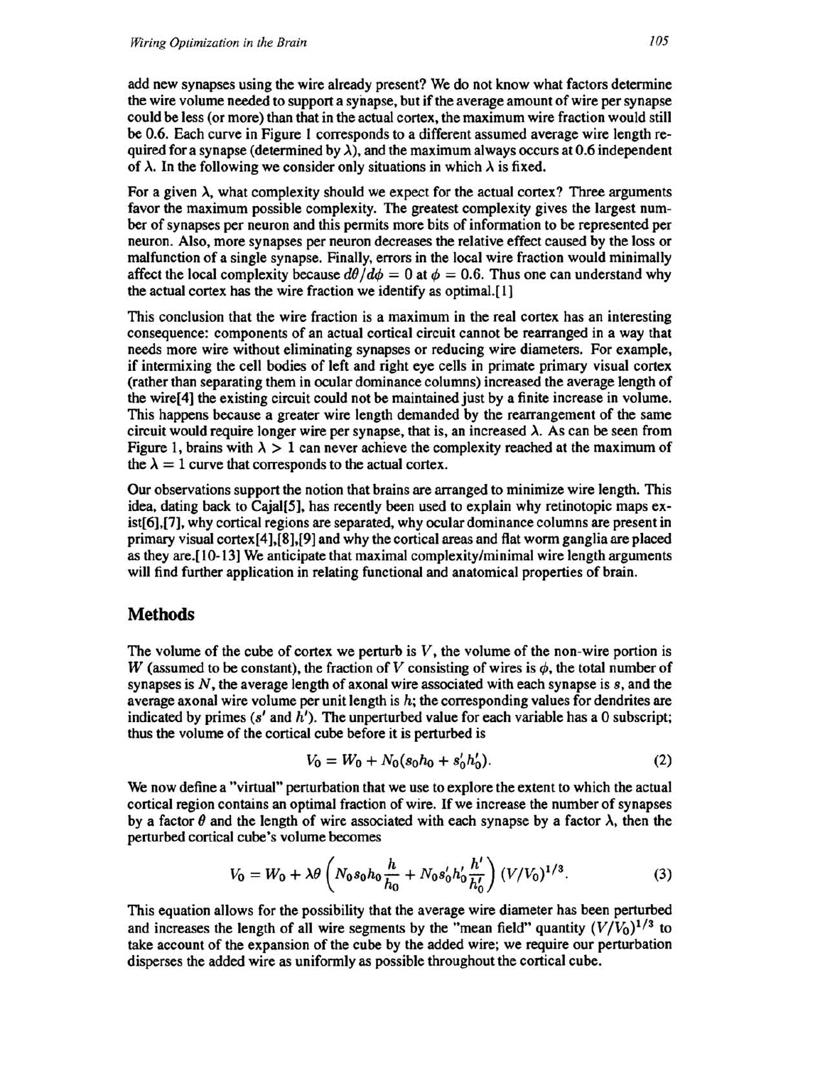add new synapses using the wire already present? We do not know what factors determine the wire volume needed to support a synapse, but if the average amount of wire per synapse could be less (or more) than that in the actual cortex, the maximum wire fraction would still be 0.6. Each curve in Figure 1 corresponds to a different assumed average wire length required for a synapse (determined by $\lambda$), and the maximum always occurs at 0.6 independent of $\lambda$. In the following we consider only situations in which $\lambda$ is fixed.

For a given $\lambda$, what complexity should we expect for the actual cortex? Three arguments favor the maximum possible complexity. The greatest complexity gives the largest number of synapses per neuron and this permits more bits of information to be represented per neuron. Also, more synapses per neuron decreases the relative effect caused by the loss or malfunction of a single synapse. Finally, errors in the local wire fraction would minimally affect the local complexity because $d\theta/d\phi = 0$ at $\phi = 0.6$. Thus one can understand why the actual cortex has the wire fraction we identify as optimal.[1]

This conclusion that the wire fraction is a maximum in the real cortex has an interesting consequence: components of an actual cortical circuit cannot be rearranged in a way that needs more wire without eliminating synapses or reducing wire diameters. For example, if intermixing the cell bodies of left and right eye cells in primate primary visual cortex (rather than separating them in ocular dominance columns) increased the average length of the wire[4] the existing circuit could not be maintained just by a finite increase in volume. This happens because a greater wire length demanded by the rearrangement of the same circuit would require longer wire per synapse, that is, an increased $\lambda$. As can be seen from Figure 1, brains with $\lambda > 1$ can never achieve the complexity reached at the maximum of the $\lambda = 1$ curve that corresponds to the actual cortex.

Our observations support the notion that brains are arranged to minimize wire length. This idea, dating back to Cajal[5], has recently been used to explain why retinotopic maps exist[6],[7], why cortical regions are separated, why ocular dominance columns are present in primary visual cortex[4],[8],[9] and why the cortical areas and flat worm ganglia are placed as they are.[10-13] We anticipate that maximal complexity/minimal wire length arguments will find further application in relating functional and anatomical properties of brain.

## Methods

The volume of the cube of cortex we perturb is $V$, the volume of the non-wire portion is $W$ (assumed to be constant), the fraction of $V$ consisting of wires is $\phi$, the total number of synapses is $N$, the average length of axonal wire associated with each synapse is $s$, and the average axonal wire volume per unit length is $h$; the corresponding values for dendrites are indicated by primes ($s'$ and $h'$). The unperturbed value for each variable has a 0 subscript; thus the volume of the cortical cube before it is perturbed is

$$V_0 = W_0 + N_0(s_0 h_0 + s_0' h_0'). \tag{2}$$

We now define a "virtual" perturbation that we use to explore the extent to which the actual cortical region contains an optimal fraction of wire. If we increase the number of synapses by a factor $\theta$ and the length of wire associated with each synapse by a factor $\lambda$, then the perturbed cortical cube's volume becomes

$$V_0 = W_0 + \lambda\theta\left(N_0 s_0 h_0 \frac{h}{h_0} + N_0 s_0' h_0' \frac{h'}{h_0'}\right)(V/V_0)^{1/3}. \tag{3}$$

This equation allows for the possibility that the average wire diameter has been perturbed and increases the length of all wire segments by the "mean field" quantity $(V/V_0)^{1/3}$ to take account of the expansion of the cube by the added wire; we require our perturbation disperses the added wire as uniformly as possible throughout the cortical cube.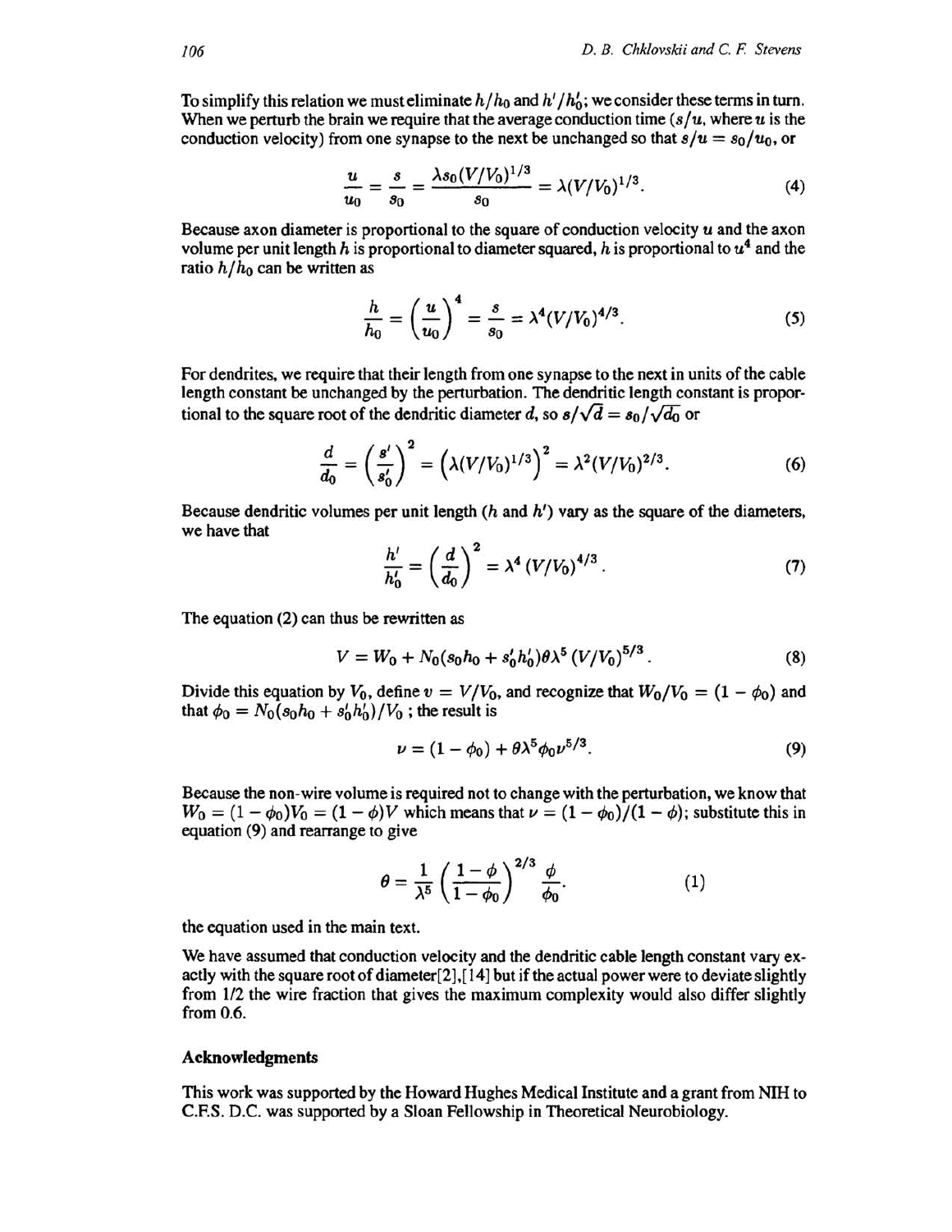To simplify this relation we must eliminate $h/h_0$ and $h'/h'_0$; we consider these terms in turn. When we perturb the brain we require that the average conduction time ($s/u$, where $u$ is the conduction velocity) from one synapse to the next be unchanged so that $s/u = s_0/u_0$, or

$$\frac{u}{u_0} = \frac{s}{s_0} = \frac{\lambda s_0 (V/V_0)^{1/3}}{s_0} = \lambda (V/V_0)^{1/3}. \tag{4}$$

Because axon diameter is proportional to the square of conduction velocity $u$ and the axon volume per unit length $h$ is proportional to diameter squared, $h$ is proportional to $u^4$ and the ratio $h/h_0$ can be written as

$$\frac{h}{h_0} = \left(\frac{u}{u_0}\right)^4 = \frac{s}{s_0} = \lambda^4 (V/V_0)^{4/3}. \tag{5}$$

For dendrites, we require that their length from one synapse to the next in units of the cable length constant be unchanged by the perturbation. The dendritic length constant is proportional to the square root of the dendritic diameter $d$, so $s/\sqrt{d} = s_0/\sqrt{d_0}$ or

$$\frac{d}{d_0} = \left(\frac{s'}{s'_0}\right)^2 = \left(\lambda (V/V_0)^{1/3}\right)^2 = \lambda^2 (V/V_0)^{2/3}. \tag{6}$$

Because dendritic volumes per unit length ($h$ and $h'$) vary as the square of the diameters, we have that

$$\frac{h'}{h'_0} = \left(\frac{d}{d_0}\right)^2 = \lambda^4 \left(V/V_0\right)^{4/3}. \tag{7}$$

The equation (2) can thus be rewritten as

$$V = W_0 + N_0 (s_0 h_0 + s'_0 h'_0) \theta \lambda^5 \left(V/V_0\right)^{5/3}. \tag{8}$$

Divide this equation by $V_0$, define $v = V/V_0$, and recognize that $W_0/V_0 = (1 - \phi_0)$ and that $\phi_0 = N_0(s_0 h_0 + s'_0 h'_0)/V_0$ ; the result is

$$\nu = (1 - \phi_0) + \theta \lambda^5 \phi_0 \nu^{5/3}. \tag{9}$$

Because the non-wire volume is required not to change with the perturbation, we know that $W_0 = (1 - \phi_0)V_0 = (1 - \phi)V$ which means that $\nu = (1 - \phi_0)/(1 - \phi)$; substitute this in equation (9) and rearrange to give

$$\theta = \frac{1}{\lambda^5} \left(\frac{1 - \phi}{1 - \phi_0}\right)^{2/3} \frac{\phi}{\phi_0}. \tag{1}$$

the equation used in the main text.

We have assumed that conduction velocity and the dendritic cable length constant vary exactly with the square root of diameter[2],[14] but if the actual power were to deviate slightly from 1/2 the wire fraction that gives the maximum complexity would also differ slightly from 0.6.

### Acknowledgments

This work was supported by the Howard Hughes Medical Institute and a grant from NIH to C.F.S. D.C. was supported by a Sloan Fellowship in Theoretical Neurobiology.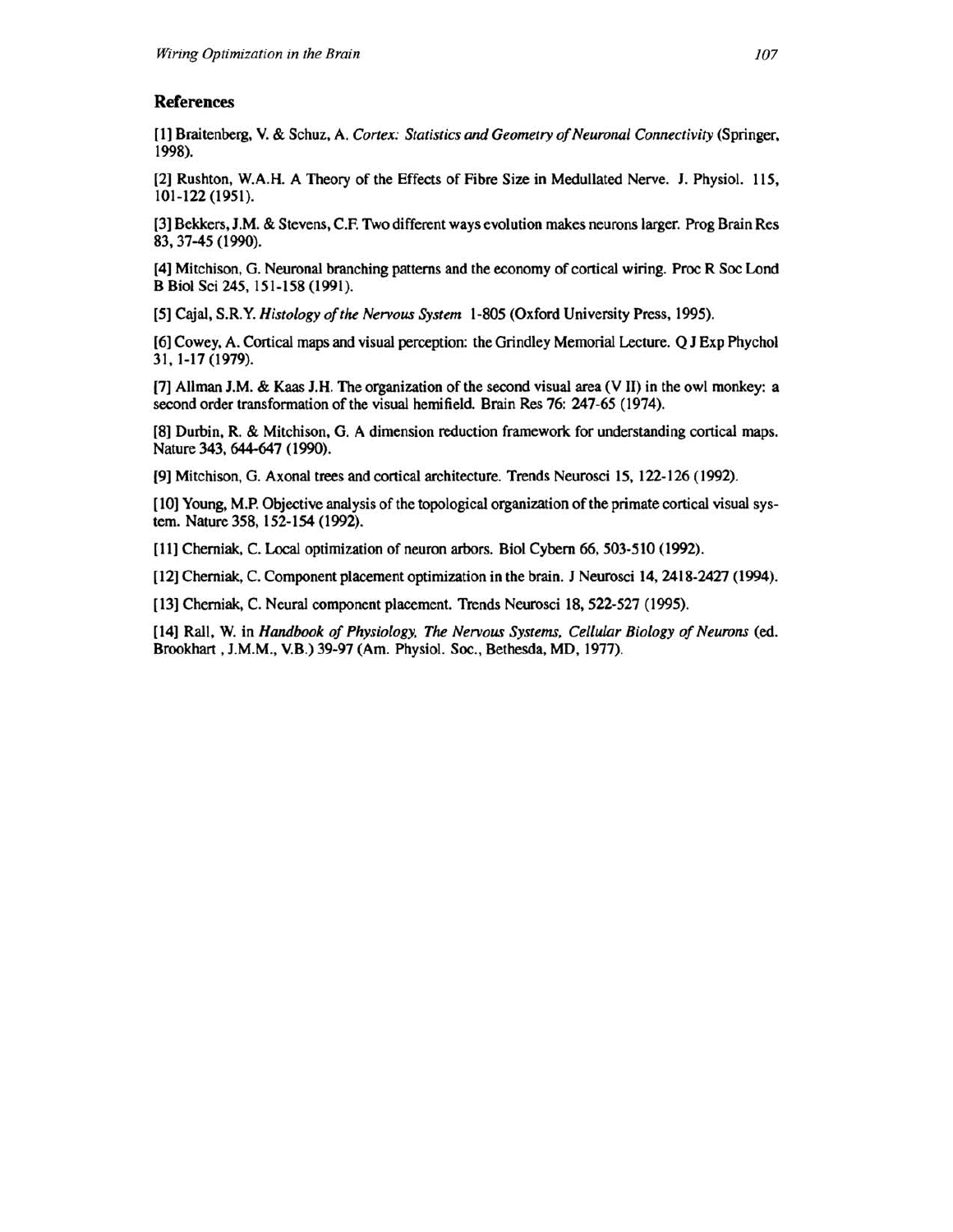## References

[1] Braitenberg, V. & Schuz, A. *Cortex: Statistics and Geometry of Neuronal Connectivity* (Springer, 1998).

[2] Rushton, W.A.H. A Theory of the Effects of Fibre Size in Medullated Nerve. J. Physiol. 115, 101-122 (1951).

[3] Bekkers, J.M. & Stevens, C.F. Two different ways evolution makes neurons larger. Prog Brain Res 83, 37-45 (1990).

[4] Mitchison, G. Neuronal branching patterns and the economy of cortical wiring. Proc R Soc Lond B Biol Sci 245, 151-158 (1991).

[5] Cajal, S.R.Y. *Histology of the Nervous System* 1-805 (Oxford University Press, 1995).

[6] Cowey, A. Cortical maps and visual perception: the Grindley Memorial Lecture. Q J Exp Phychol 31, 1-17 (1979).

[7] Allman J.M. & Kaas J.H. The organization of the second visual area (V II) in the owl monkey: a second order transformation of the visual hemifield. Brain Res 76: 247-65 (1974).

[8] Durbin, R. & Mitchison, G. A dimension reduction framework for understanding cortical maps. Nature 343, 644-647 (1990).

[9] Mitchison, G. Axonal trees and cortical architecture. Trends Neurosci 15, 122-126 (1992).

[10] Young, M.P. Objective analysis of the topological organization of the primate cortical visual system. Nature 358, 152-154 (1992).

[11] Cherniak, C. Local optimization of neuron arbors. Biol Cybern 66, 503-510 (1992).

[12] Cherniak, C. Component placement optimization in the brain. J Neurosci 14, 2418-2427 (1994).

[13] Cherniak, C. Neural component placement. Trends Neurosci 18, 522-527 (1995).

[14] Rall, W. in *Handbook of Physiology, The Nervous Systems, Cellular Biology of Neurons* (ed. Brookhart , J.M.M., V.B.) 39-97 (Am. Physiol. Soc., Bethesda, MD, 1977).